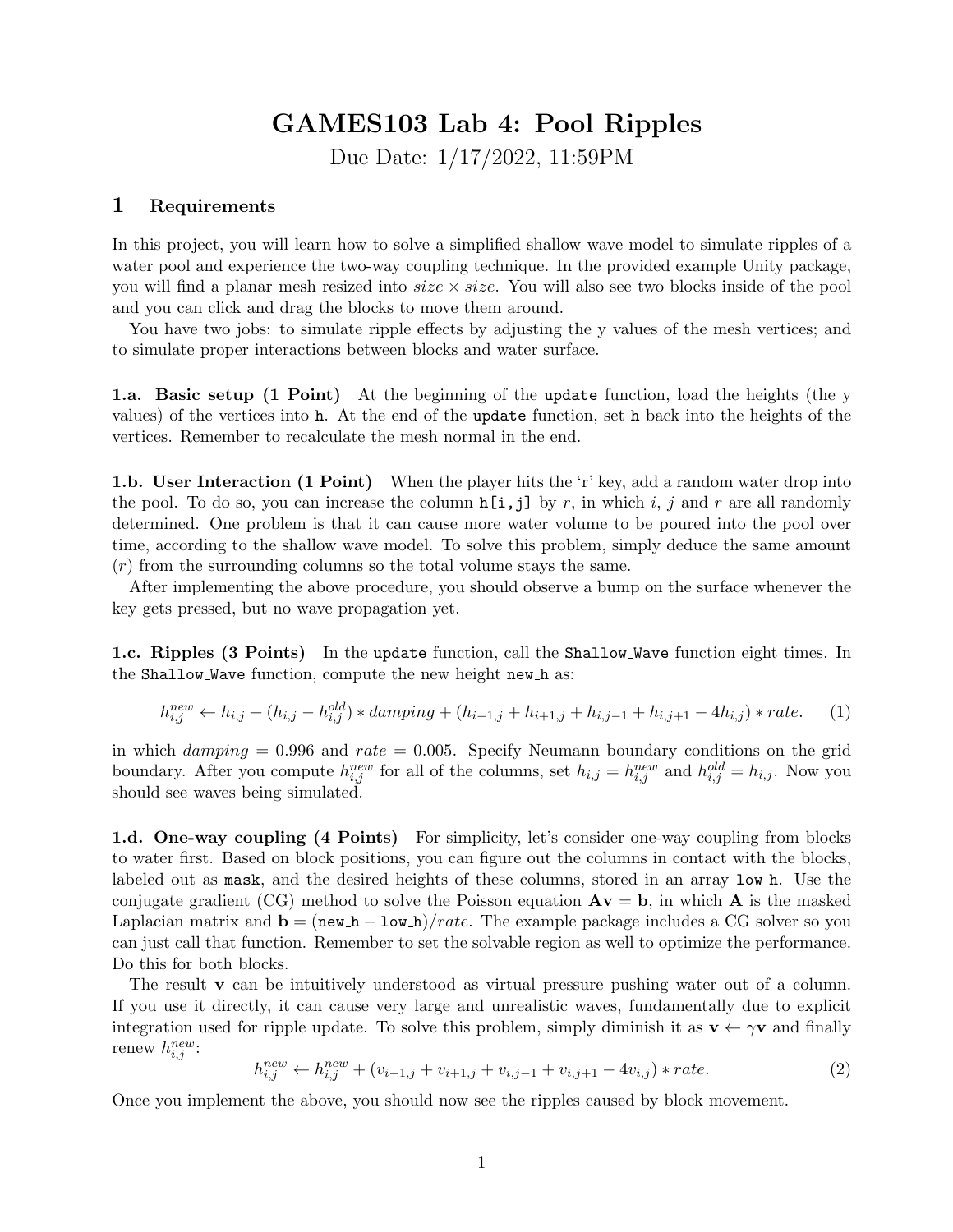# GAMES103 Lab 4: Pool Ripples

Due Date: 1/17/2022, 11:59PM

## 1 Requirements

In this project, you will learn how to solve a simplified shallow wave model to simulate ripples of a water pool and experience the two-way coupling technique. In the provided example Unity package, you will find a planar mesh resized into $size \times size$. You will also see two blocks inside of the pool and you can click and drag the blocks to move them around.

You have two jobs: to simulate ripple effects by adjusting the y values of the mesh vertices; and to simulate proper interactions between blocks and water surface.

**1.a. Basic setup (1 Point)** At the beginning of the `update` function, load the heights (the y values) of the vertices into `h`. At the end of the `update` function, set `h` back into the heights of the vertices. Remember to recalculate the mesh normal in the end.

**1.b. User Interaction (1 Point)** When the player hits the 'r' key, add a random water drop into the pool. To do so, you can increase the column `h[i,j]` by $r$, in which $i$, $j$ and $r$ are all randomly determined. One problem is that it can cause more water volume to be poured into the pool over time, according to the shallow wave model. To solve this problem, simply deduce the same amount ($r$) from the surrounding columns so the total volume stays the same.

After implementing the above procedure, you should observe a bump on the surface whenever the key gets pressed, but no wave propagation yet.

**1.c. Ripples (3 Points)** In the `update` function, call the `Shallow_Wave` function eight times. In the `Shallow_Wave` function, compute the new height `new_h` as:

$$h_{i,j}^{new} \leftarrow h_{i,j} + (h_{i,j} - h_{i,j}^{old}) * damping + (h_{i-1,j} + h_{i+1,j} + h_{i,j-1} + h_{i,j+1} - 4h_{i,j}) * rate. \quad (1)$$

in which $damping = 0.996$ and $rate = 0.005$. Specify Neumann boundary conditions on the grid boundary. After you compute $h_{i,j}^{new}$ for all of the columns, set $h_{i,j} = h_{i,j}^{new}$ and $h_{i,j}^{old} = h_{i,j}$. Now you should see waves being simulated.

**1.d. One-way coupling (4 Points)** For simplicity, let's consider one-way coupling from blocks to water first. Based on block positions, you can figure out the columns in contact with the blocks, labeled out as `mask`, and the desired heights of these columns, stored in an array `low_h`. Use the conjugate gradient (CG) method to solve the Poisson equation $\mathbf{Av} = \mathbf{b}$, in which $\mathbf{A}$ is the masked Laplacian matrix and $\mathbf{b} = (\texttt{new\_h} - \texttt{low\_h})/rate$. The example package includes a CG solver so you can just call that function. Remember to set the solvable region as well to optimize the performance. Do this for both blocks.

The result $\mathbf{v}$ can be intuitively understood as virtual pressure pushing water out of a column. If you use it directly, it can cause very large and unrealistic waves, fundamentally due to explicit integration used for ripple update. To solve this problem, simply diminish it as $\mathbf{v} \leftarrow \gamma \mathbf{v}$ and finally renew $h_{i,j}^{new}$:

$$h_{i,j}^{new} \leftarrow h_{i,j}^{new} + (v_{i-1,j} + v_{i+1,j} + v_{i,j-1} + v_{i,j+1} - 4v_{i,j}) * rate. \quad (2)$$

Once you implement the above, you should now see the ripples caused by block movement.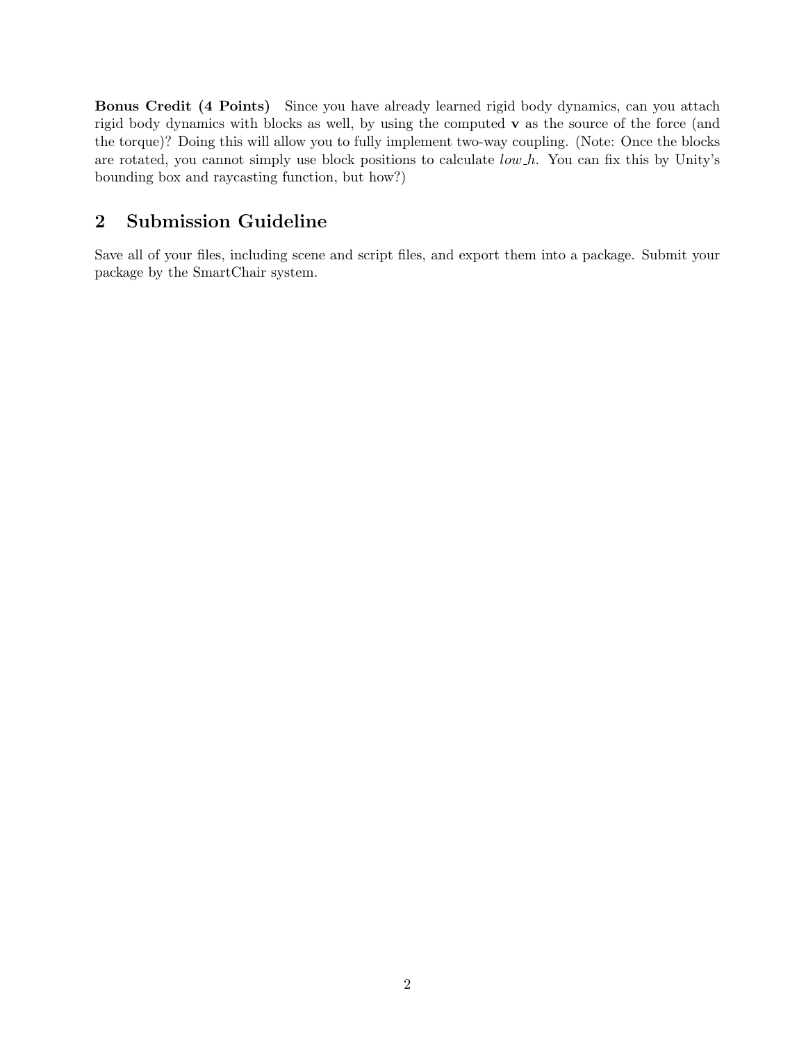**Bonus Credit (4 Points)** Since you have already learned rigid body dynamics, can you attach rigid body dynamics with blocks as well, by using the computed $\mathbf{v}$ as the source of the force (and the torque)? Doing this will allow you to fully implement two-way coupling. (Note: Once the blocks are rotated, you cannot simply use block positions to calculate $low\_h$. You can fix this by Unity's bounding box and raycasting function, but how?)

## 2 Submission Guideline

Save all of your files, including scene and script files, and export them into a package. Submit your package by the SmartChair system.